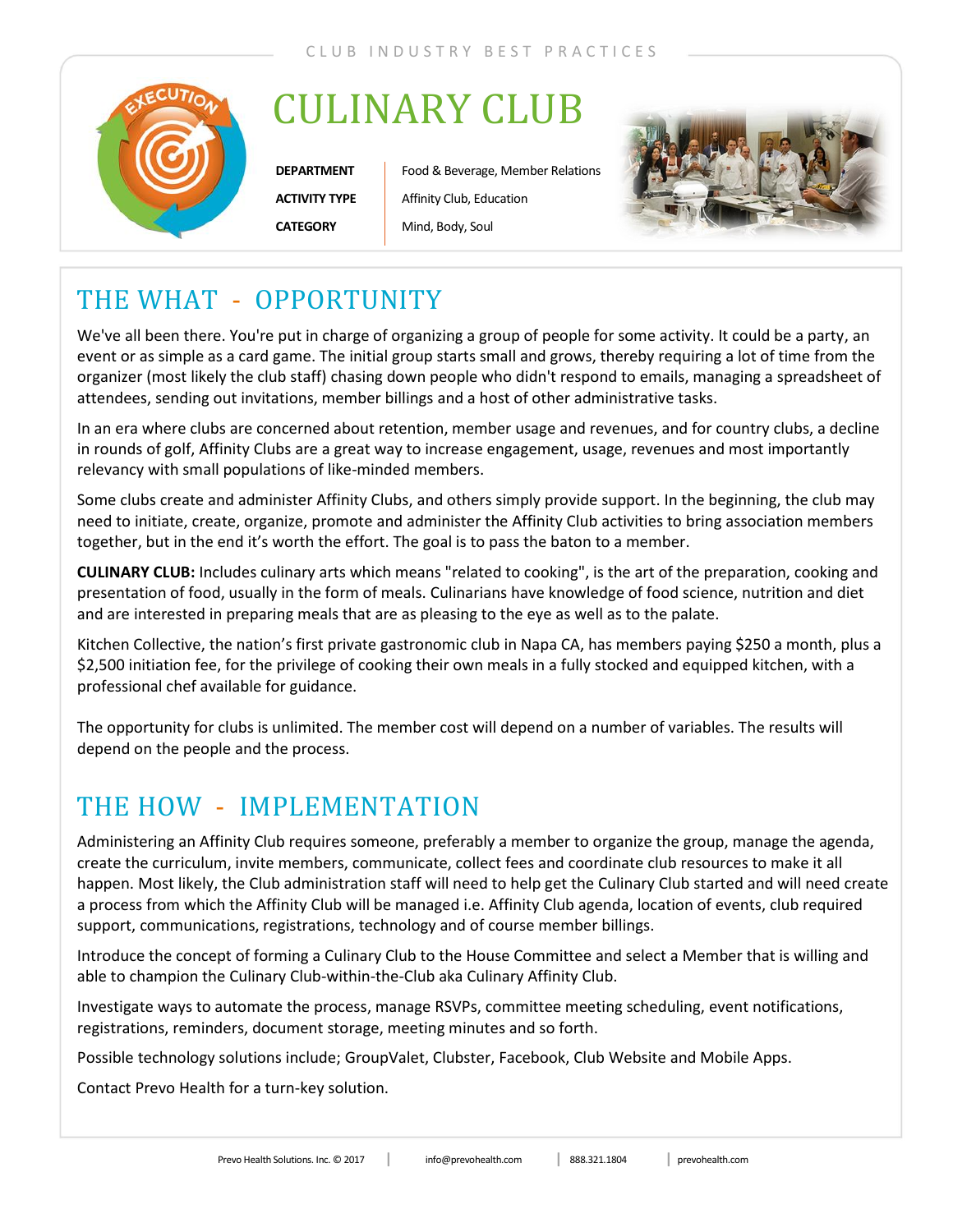CLUB INDUSTRY BEST PRACTICES

# CULINARY CLUB

| | |
|---|---|
| **DEPARTMENT** | Food & Beverage, Member Relations |
| **ACTIVITY TYPE** | Affinity Club, Education |
| **CATEGORY** | Mind, Body, Soul |

## THE WHAT - OPPORTUNITY

We've all been there. You're put in charge of organizing a group of people for some activity. It could be a party, an event or as simple as a card game. The initial group starts small and grows, thereby requiring a lot of time from the organizer (most likely the club staff) chasing down people who didn't respond to emails, managing a spreadsheet of attendees, sending out invitations, member billings and a host of other administrative tasks.

In an era where clubs are concerned about retention, member usage and revenues, and for country clubs, a decline in rounds of golf, Affinity Clubs are a great way to increase engagement, usage, revenues and most importantly relevancy with small populations of like-minded members.

Some clubs create and administer Affinity Clubs, and others simply provide support. In the beginning, the club may need to initiate, create, organize, promote and administer the Affinity Club activities to bring association members together, but in the end it's worth the effort. The goal is to pass the baton to a member.

**CULINARY CLUB:** Includes culinary arts which means "related to cooking", is the art of the preparation, cooking and presentation of food, usually in the form of meals. Culinarians have knowledge of food science, nutrition and diet and are interested in preparing meals that are as pleasing to the eye as well as to the palate.

Kitchen Collective, the nation's first private gastronomic club in Napa CA, has members paying $250 a month, plus a $2,500 initiation fee, for the privilege of cooking their own meals in a fully stocked and equipped kitchen, with a professional chef available for guidance.

The opportunity for clubs is unlimited. The member cost will depend on a number of variables. The results will depend on the people and the process.

## THE HOW - IMPLEMENTATION

Administering an Affinity Club requires someone, preferably a member to organize the group, manage the agenda, create the curriculum, invite members, communicate, collect fees and coordinate club resources to make it all happen. Most likely, the Club administration staff will need to help get the Culinary Club started and will need create a process from which the Affinity Club will be managed i.e. Affinity Club agenda, location of events, club required support, communications, registrations, technology and of course member billings.

Introduce the concept of forming a Culinary Club to the House Committee and select a Member that is willing and able to champion the Culinary Club-within-the-Club aka Culinary Affinity Club.

Investigate ways to automate the process, manage RSVPs, committee meeting scheduling, event notifications, registrations, reminders, document storage, meeting minutes and so forth.

Possible technology solutions include; GroupValet, Clubster, Facebook, Club Website and Mobile Apps.

Contact Prevo Health for a turn-key solution.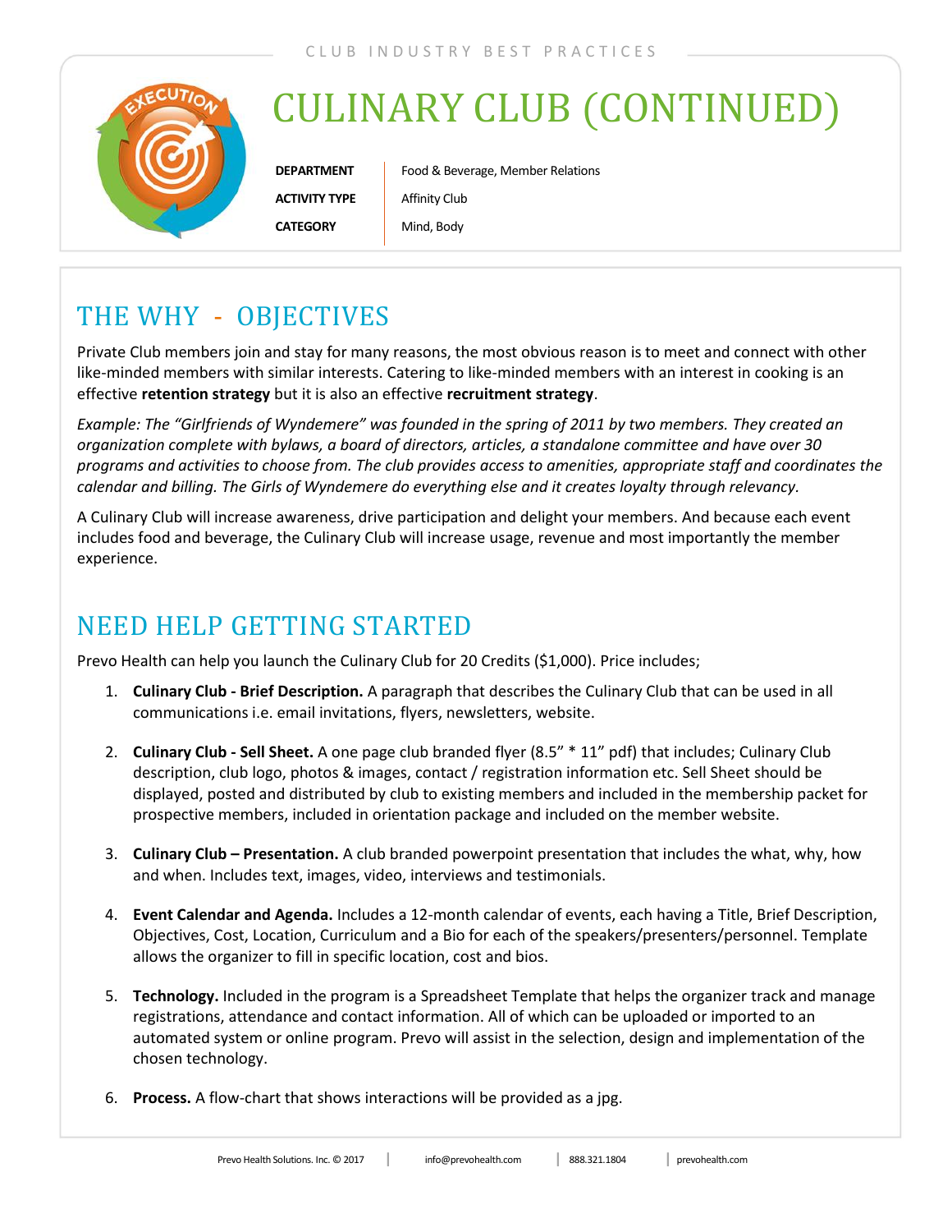# CULINARY CLUB (CONTINUED)

| | |
|---|---|
| **DEPARTMENT** | Food & Beverage, Member Relations |
| **ACTIVITY TYPE** | Affinity Club |
| **CATEGORY** | Mind, Body |

## THE WHY - OBJECTIVES

Private Club members join and stay for many reasons, the most obvious reason is to meet and connect with other like-minded members with similar interests. Catering to like-minded members with an interest in cooking is an effective **retention strategy** but it is also an effective **recruitment strategy**.

*Example: The "Girlfriends of Wyndemere" was founded in the spring of 2011 by two members. They created an organization complete with bylaws, a board of directors, articles, a standalone committee and have over 30 programs and activities to choose from. The club provides access to amenities, appropriate staff and coordinates the calendar and billing. The Girls of Wyndemere do everything else and it creates loyalty through relevancy.*

A Culinary Club will increase awareness, drive participation and delight your members. And because each event includes food and beverage, the Culinary Club will increase usage, revenue and most importantly the member experience.

## NEED HELP GETTING STARTED

Prevo Health can help you launch the Culinary Club for 20 Credits ($1,000). Price includes;

1. **Culinary Club - Brief Description.** A paragraph that describes the Culinary Club that can be used in all communications i.e. email invitations, flyers, newsletters, website.
2. **Culinary Club - Sell Sheet.** A one page club branded flyer (8.5" * 11" pdf) that includes; Culinary Club description, club logo, photos & images, contact / registration information etc. Sell Sheet should be displayed, posted and distributed by club to existing members and included in the membership packet for prospective members, included in orientation package and included on the member website.
3. **Culinary Club – Presentation.** A club branded powerpoint presentation that includes the what, why, how and when. Includes text, images, video, interviews and testimonials.
4. **Event Calendar and Agenda.** Includes a 12-month calendar of events, each having a Title, Brief Description, Objectives, Cost, Location, Curriculum and a Bio for each of the speakers/presenters/personnel. Template allows the organizer to fill in specific location, cost and bios.
5. **Technology.** Included in the program is a Spreadsheet Template that helps the organizer track and manage registrations, attendance and contact information. All of which can be uploaded or imported to an automated system or online program. Prevo will assist in the selection, design and implementation of the chosen technology.
6. **Process.** A flow-chart that shows interactions will be provided as a jpg.